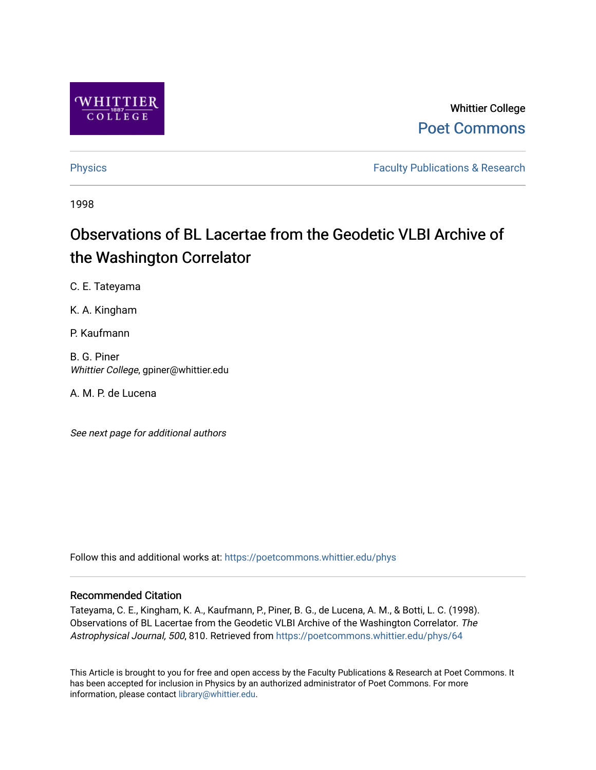Whittier College

Poet Commons

Physics

Faculty Publications & Research

1998

# Observations of BL Lacertae from the Geodetic VLBI Archive of the Washington Correlator

C. E. Tateyama

K. A. Kingham

P. Kaufmann

B. G. Piner
*Whittier College*, gpiner@whittier.edu

A. M. P. de Lucena

*See next page for additional authors*

Follow this and additional works at: https://poetcommons.whittier.edu/phys

## Recommended Citation

Tateyama, C. E., Kingham, K. A., Kaufmann, P., Piner, B. G., de Lucena, A. M., & Botti, L. C. (1998). Observations of BL Lacertae from the Geodetic VLBI Archive of the Washington Correlator. *The Astrophysical Journal, 500*, 810. Retrieved from https://poetcommons.whittier.edu/phys/64

This Article is brought to you for free and open access by the Faculty Publications & Research at Poet Commons. It has been accepted for inclusion in Physics by an authorized administrator of Poet Commons. For more information, please contact library@whittier.edu.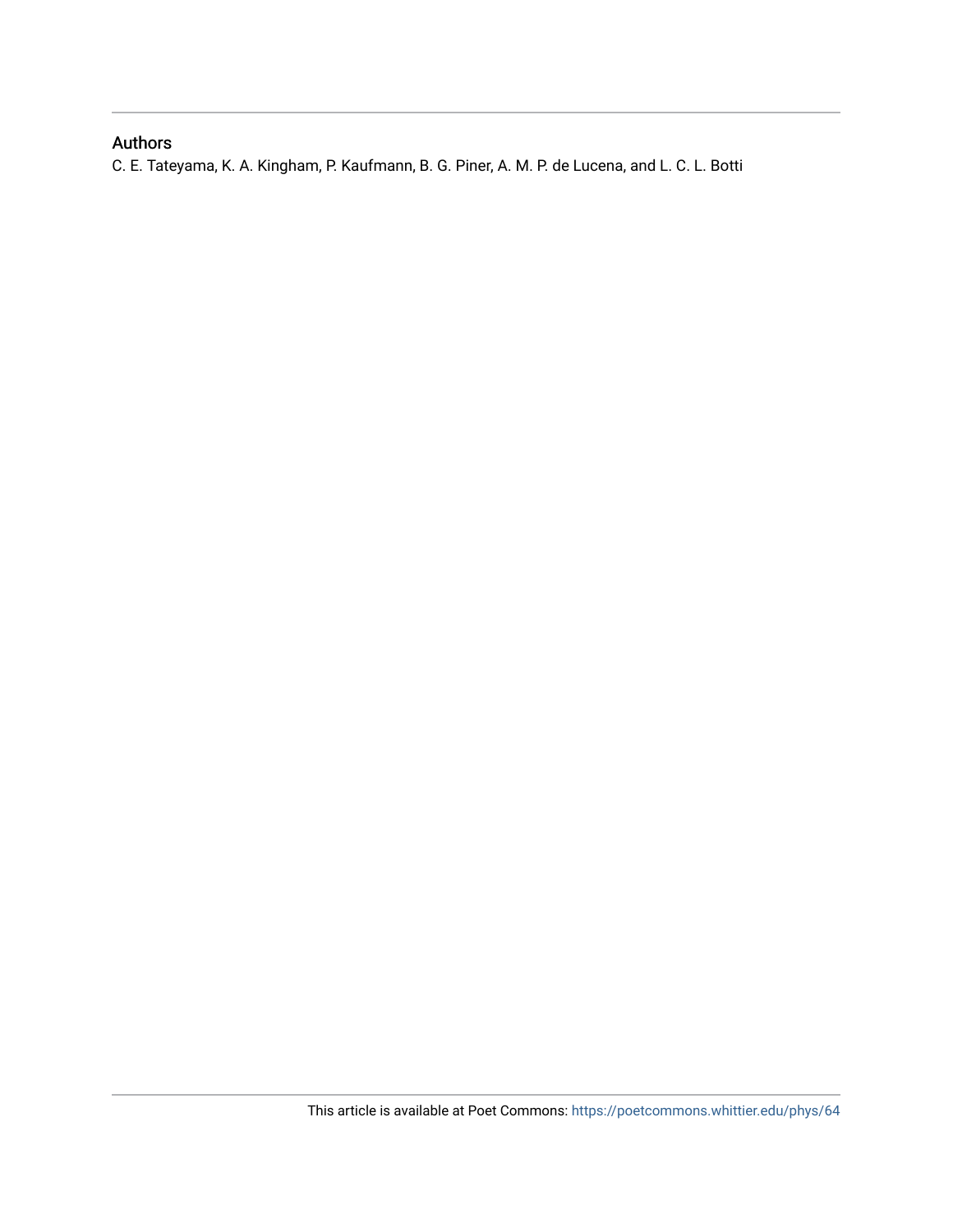## Authors

C. E. Tateyama, K. A. Kingham, P. Kaufmann, B. G. Piner, A. M. P. de Lucena, and L. C. L. Botti

This article is available at Poet Commons: https://poetcommons.whittier.edu/phys/64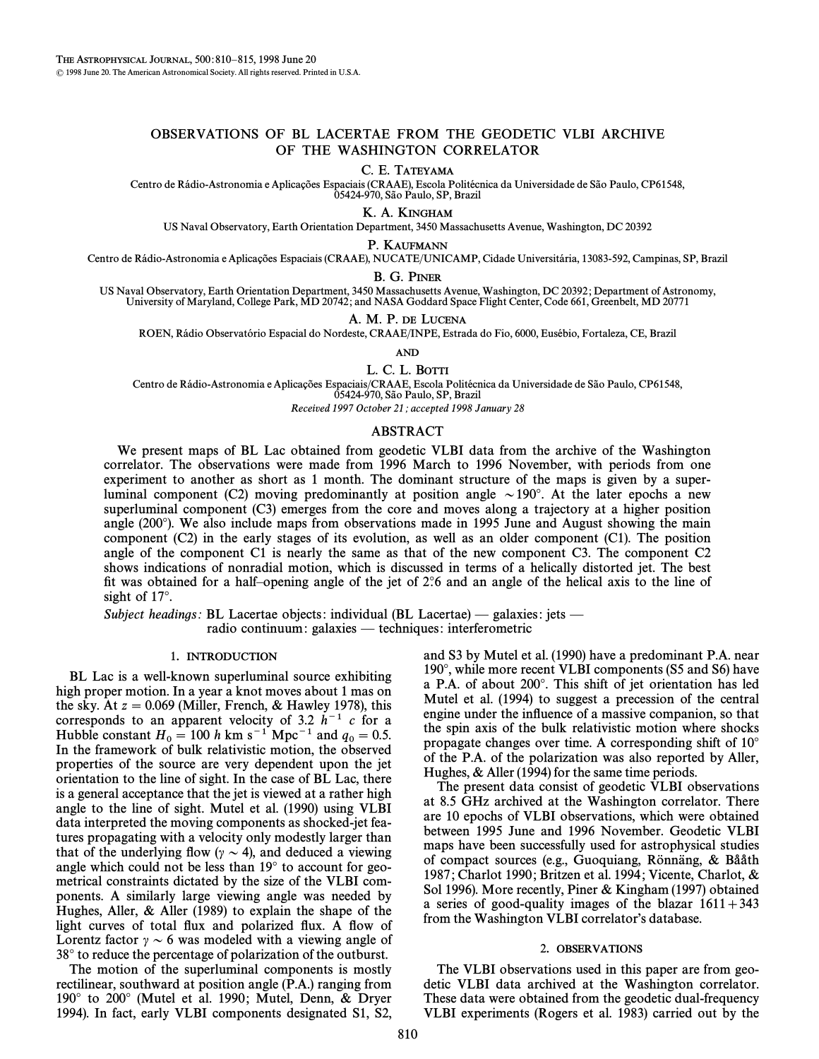# OBSERVATIONS OF BL LACERTAE FROM THE GEODETIC VLBI ARCHIVE OF THE WASHINGTON CORRELATOR

C. E. TATEYAMA

Centro de Rádio-Astronomia e Aplicações Espaciais (CRAAE), Escola Politécnica da Universidade de São Paulo, CP61548, 05424-970, São Paulo, SP, Brazil

K. A. KINGHAM

US Naval Observatory, Earth Orientation Department, 3450 Massachusetts Avenue, Washington, DC 20392

P. KAUFMANN

Centro de Rádio-Astronomia e Aplicações Espaciais (CRAAE), NUCATE/UNICAMP, Cidade Universitária, 13083-592, Campinas, SP, Brazil

B. G. PINER

US Naval Observatory, Earth Orientation Department, 3450 Massachusetts Avenue, Washington, DC 20392; Department of Astronomy, University of Maryland, College Park, MD 20742; and NASA Goddard Space Flight Center, Code 661, Greenbelt, MD 20771

A. M. P. DE LUCENA

ROEN, Rádio Observatório Espacial do Nordeste, CRAAE/INPE, Estrada do Fio, 6000, Eusébio, Fortaleza, CE, Brazil

AND

L. C. L. BOTTI

Centro de Rádio-Astronomia e Aplicações Espaciais/CRAAE, Escola Politécnica da Universidade de São Paulo, CP61548, 05424-970, São Paulo, SP, Brazil

*Received 1997 October 21; accepted 1998 January 28*

## ABSTRACT

We present maps of BL Lac obtained from geodetic VLBI data from the archive of the Washington correlator. The observations were made from 1996 March to 1996 November, with periods from one experiment to another as short as 1 month. The dominant structure of the maps is given by a superluminal component (C2) moving predominantly at position angle $\sim 190°$. At the later epochs a new superluminal component (C3) emerges from the core and moves along a trajectory at a higher position angle (200°). We also include maps from observations made in 1995 June and August showing the main component (C2) in the early stages of its evolution, as well as an older component (C1). The position angle of the component C1 is nearly the same as that of the new component C3. The component C2 shows indications of nonradial motion, which is discussed in terms of a helically distorted jet. The best fit was obtained for a half-opening angle of the jet of 2°.6 and an angle of the helical axis to the line of sight of 17°.

*Subject headings:* BL Lacertae objects: individual (BL Lacertae) — galaxies: jets — radio continuum: galaxies — techniques: interferometric

## 1. INTRODUCTION

BL Lac is a well-known superluminal source exhibiting high proper motion. In a year a knot moves about 1 mas on the sky. At $z = 0.069$ (Miller, French, & Hawley 1978), this corresponds to an apparent velocity of $3.2\ h^{-1}\ c$ for a Hubble constant $H_0 = 100\ h$ km s$^{-1}$ Mpc$^{-1}$ and $q_0 = 0.5$. In the framework of bulk relativistic motion, the observed properties of the source are very dependent upon the jet orientation to the line of sight. In the case of BL Lac, there is a general acceptance that the jet is viewed at a rather high angle to the line of sight. Mutel et al. (1990) using VLBI data interpreted the moving components as shocked-jet features propagating with a velocity only modestly larger than that of the underlying flow ($\gamma \sim 4$), and deduced a viewing angle which could not be less than 19° to account for geometrical constraints dictated by the size of the VLBI components. A similarly large viewing angle was needed by Hughes, Aller, & Aller (1989) to explain the shape of the light curves of total flux and polarized flux. A flow of Lorentz factor $\gamma \sim 6$ was modeled with a viewing angle of 38° to reduce the percentage of polarization of the outburst.

The motion of the superluminal components is mostly rectilinear, southward at position angle (P.A.) ranging from 190° to 200° (Mutel et al. 1990; Mutel, Denn, & Dryer 1994). In fact, early VLBI components designated S1, S2, and S3 by Mutel et al. (1990) have a predominant P.A. near 190°, while more recent VLBI components (S5 and S6) have a P.A. of about 200°. This shift of jet orientation has led Mutel et al. (1994) to suggest a precession of the central engine under the influence of a massive companion, so that the spin axis of the bulk relativistic motion where shocks propagate changes over time. A corresponding shift of 10° of the P.A. of the polarization was also reported by Aller, Hughes, & Aller (1994) for the same time periods.

The present data consist of geodetic VLBI observations at 8.5 GHz archived at the Washington correlator. There are 10 epochs of VLBI observations, which were obtained between 1995 June and 1996 November. Geodetic VLBI maps have been successfully used for astrophysical studies of compact sources (e.g., Guoquiang, Rönnäng, & Bååth 1987; Charlot 1990; Britzen et al. 1994; Vicente, Charlot, & Sol 1996). More recently, Piner & Kingham (1997) obtained a series of good-quality images of the blazar 1611+343 from the Washington VLBI correlator's database.

## 2. OBSERVATIONS

The VLBI observations used in this paper are from geodetic VLBI data archived at the Washington correlator. These data were obtained from the geodetic dual-frequency VLBI experiments (Rogers et al. 1983) carried out by the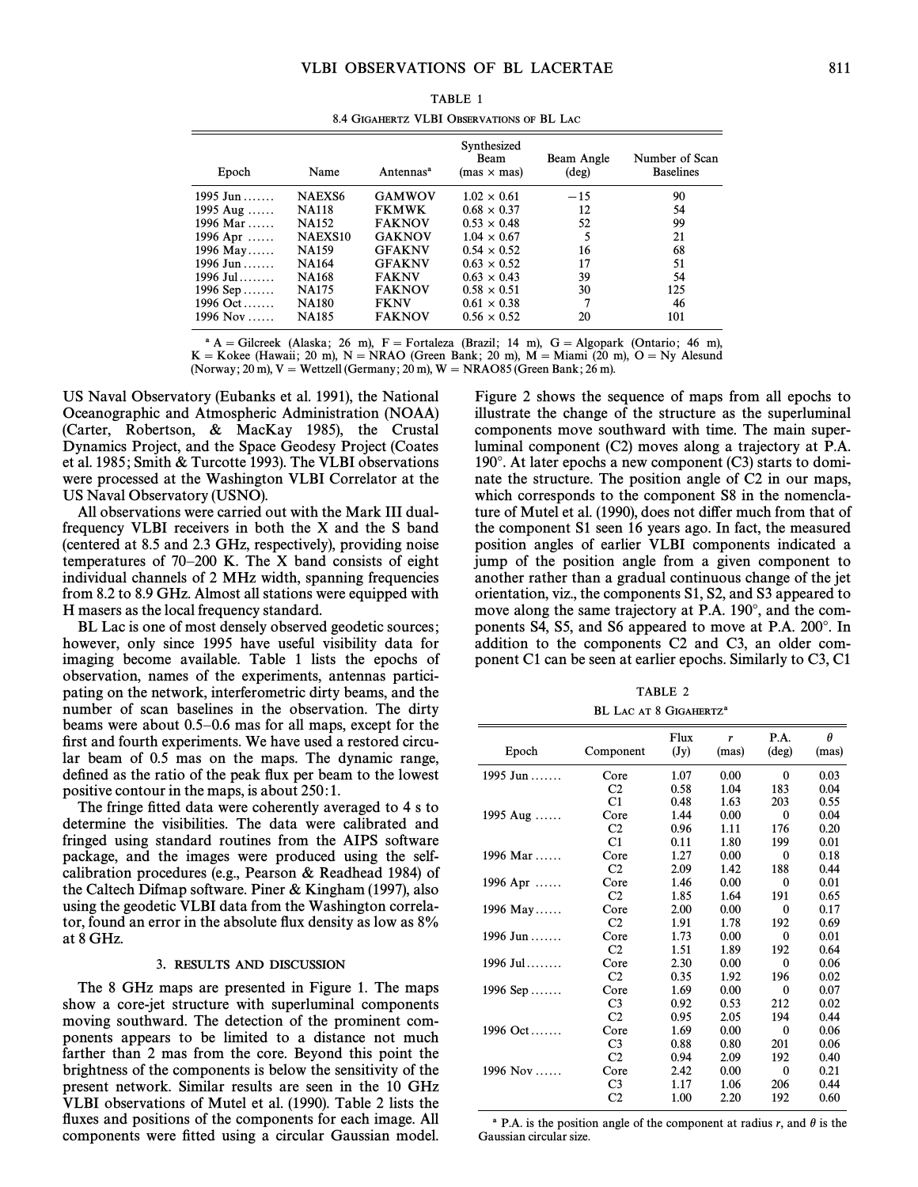TABLE 1

8.4 Gigahertz VLBI Observations of BL Lac

| Epoch | Name | Antennas[a] | Synthesized Beam (mas × mas) | Beam Angle (deg) | Number of Scan Baselines |
|---|---|---|---|---|---|
| 1995 Jun ....... | NAEXS6 | GAMWOV | 1.02 × 0.61 | −15 | 90 |
| 1995 Aug ...... | NA118 | FKMWK | 0.68 × 0.37 | 12 | 54 |
| 1996 Mar ...... | NA152 | FAKNOV | 0.53 × 0.48 | 52 | 99 |
| 1996 Apr ...... | NAEXS10 | GAKNOV | 1.04 × 0.67 | 5 | 21 |
| 1996 May...... | NA159 | GFAKNV | 0.54 × 0.52 | 16 | 68 |
| 1996 Jun ....... | NA164 | GFAKNV | 0.63 × 0.52 | 17 | 51 |
| 1996 Jul........ | NA168 | FAKNV | 0.63 × 0.43 | 39 | 54 |
| 1996 Sep ....... | NA175 | FAKNOV | 0.58 × 0.51 | 30 | 125 |
| 1996 Oct ....... | NA180 | FKNV | 0.61 × 0.38 | 7 | 46 |
| 1996 Nov ...... | NA185 | FAKNOV | 0.56 × 0.52 | 20 | 101 |

[a] A = Gilcreek (Alaska; 26 m), F = Fortaleza (Brazil; 14 m), G = Algopark (Ontario; 46 m), K = Kokee (Hawaii; 20 m), N = NRAO (Green Bank; 20 m), M = Miami (20 m), O = Ny Alesund (Norway; 20 m), V = Wettzell (Germany; 20 m), W = NRAO85 (Green Bank; 26 m).

US Naval Observatory (Eubanks et al. 1991), the National Oceanographic and Atmospheric Administration (NOAA) (Carter, Robertson, & MacKay 1985), the Crustal Dynamics Project, and the Space Geodesy Project (Coates et al. 1985; Smith & Turcotte 1993). The VLBI observations were processed at the Washington VLBI Correlator at the US Naval Observatory (USNO).

All observations were carried out with the Mark III dual-frequency VLBI receivers in both the X and the S band (centered at 8.5 and 2.3 GHz, respectively), providing noise temperatures of 70–200 K. The X band consists of eight individual channels of 2 MHz width, spanning frequencies from 8.2 to 8.9 GHz. Almost all stations were equipped with H masers as the local frequency standard.

BL Lac is one of most densely observed geodetic sources; however, only since 1995 have useful visibility data for imaging become available. Table 1 lists the epochs of observation, names of the experiments, antennas participating on the network, interferometric dirty beams, and the number of scan baselines in the observation. The dirty beams were about 0.5–0.6 mas for all maps, except for the first and fourth experiments. We have used a restored circular beam of 0.5 mas on the maps. The dynamic range, defined as the ratio of the peak flux per beam to the lowest positive contour in the maps, is about 250:1.

The fringe fitted data were coherently averaged to 4 s to determine the visibilities. The data were calibrated and fringed using standard routines from the AIPS software package, and the images were produced using the self-calibration procedures (e.g., Pearson & Readhead 1984) of the Caltech Difmap software. Piner & Kingham (1997), also using the geodetic VLBI data from the Washington correlator, found an error in the absolute flux density as low as 8% at 8 GHz.

## 3. RESULTS AND DISCUSSION

The 8 GHz maps are presented in Figure 1. The maps show a core-jet structure with superluminal components moving southward. The detection of the prominent components appears to be limited to a distance not much farther than 2 mas from the core. Beyond this point the brightness of the components is below the sensitivity of the present network. Similar results are seen in the 10 GHz VLBI observations of Mutel et al. (1990). Table 2 lists the fluxes and positions of the components for each image. All components were fitted using a circular Gaussian model. Figure 2 shows the sequence of maps from all epochs to illustrate the change of the structure as the superluminal components move southward with time. The main superluminal component (C2) moves along a trajectory at P.A. 190°. At later epochs a new component (C3) starts to dominate the structure. The position angle of C2 in our maps, which corresponds to the component S8 in the nomenclature of Mutel et al. (1990), does not differ much from that of the component S1 seen 16 years ago. In fact, the measured position angles of earlier VLBI components indicated a jump of the position angle from a given component to another rather than a gradual continuous change of the jet orientation, viz., the components S1, S2, and S3 appeared to move along the same trajectory at P.A. 190°, and the components S4, S5, and S6 appeared to move at P.A. 200°. In addition to the components C2 and C3, an older component C1 can be seen at earlier epochs. Similarly to C3, C1

TABLE 2

BL Lac at 8 Gigahertz[a]

| Epoch | Component | Flux (Jy) | $r$ (mas) | P.A. (deg) | $\theta$ (mas) |
|---|---|---|---|---|---|
| 1995 Jun ....... | Core | 1.07 | 0.00 | 0 | 0.03 |
| | C2 | 0.58 | 1.04 | 183 | 0.04 |
| | C1 | 0.48 | 1.63 | 203 | 0.55 |
| 1995 Aug ...... | Core | 1.44 | 0.00 | 0 | 0.04 |
| | C2 | 0.96 | 1.11 | 176 | 0.20 |
| | C1 | 0.11 | 1.80 | 199 | 0.01 |
| 1996 Mar ...... | Core | 1.27 | 0.00 | 0 | 0.18 |
| | C2 | 2.09 | 1.42 | 188 | 0.44 |
| 1996 Apr ...... | Core | 1.46 | 0.00 | 0 | 0.01 |
| | C2 | 1.85 | 1.64 | 191 | 0.65 |
| 1996 May...... | Core | 2.00 | 0.00 | 0 | 0.17 |
| | C2 | 1.91 | 1.78 | 192 | 0.69 |
| 1996 Jun ....... | Core | 1.73 | 0.00 | 0 | 0.01 |
| | C2 | 1.51 | 1.89 | 192 | 0.64 |
| 1996 Jul........ | Core | 2.30 | 0.00 | 0 | 0.06 |
| | C2 | 0.35 | 1.92 | 196 | 0.02 |
| 1996 Sep ....... | Core | 1.69 | 0.00 | 0 | 0.07 |
| | C3 | 0.92 | 0.53 | 212 | 0.02 |
| | C2 | 0.95 | 2.05 | 194 | 0.44 |
| 1996 Oct ....... | Core | 1.69 | 0.00 | 0 | 0.06 |
| | C3 | 0.88 | 0.80 | 201 | 0.06 |
| | C2 | 0.94 | 2.09 | 192 | 0.40 |
| 1996 Nov ...... | Core | 2.42 | 0.00 | 0 | 0.21 |
| | C3 | 1.17 | 1.06 | 206 | 0.44 |
| | C2 | 1.00 | 2.20 | 192 | 0.60 |

[a] P.A. is the position angle of the component at radius $r$, and $\theta$ is the Gaussian circular size.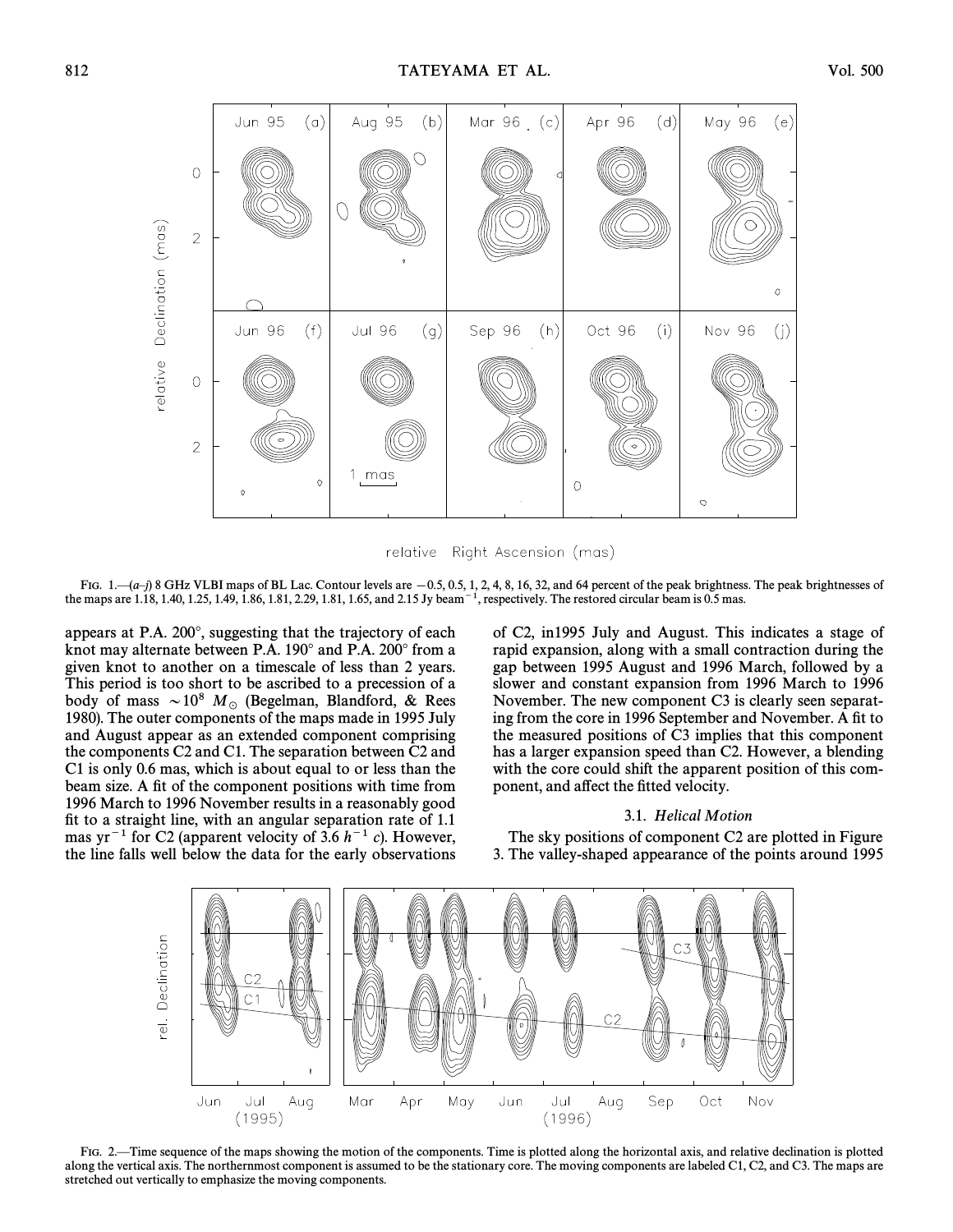FIG. 1.—(a–j) 8 GHz VLBI maps of BL Lac. Contour levels are −0.5, 0.5, 1, 2, 4, 8, 16, 32, and 64 percent of the peak brightness. The peak brightnesses of the maps are 1.18, 1.40, 1.25, 1.49, 1.86, 1.81, 2.29, 1.81, 1.65, and 2.15 Jy beam$^{-1}$, respectively. The restored circular beam is 0.5 mas.

appears at P.A. 200°, suggesting that the trajectory of each knot may alternate between P.A. 190° and P.A. 200° from a given knot to another on a timescale of less than 2 years. This period is too short to be ascribed to a precession of a body of mass $\sim 10^8\ M_\odot$ (Begelman, Blandford, & Rees 1980). The outer components of the maps made in 1995 July and August appear as an extended component comprising the components C2 and C1. The separation between C2 and C1 is only 0.6 mas, which is about equal to or less than the beam size. A fit of the component positions with time from 1996 March to 1996 November results in a reasonably good fit to a straight line, with an angular separation rate of 1.1 mas yr$^{-1}$ for C2 (apparent velocity of 3.6 $h^{-1}$ $c$). However, the line falls well below the data for the early observations of C2, in1995 July and August. This indicates a stage of rapid expansion, along with a small contraction during the gap between 1995 August and 1996 March, followed by a slower and constant expansion from 1996 March to 1996 November. The new component C3 is clearly seen separating from the core in 1996 September and November. A fit to the measured positions of C3 implies that this component has a larger expansion speed than C2. However, a blending with the core could shift the apparent position of this component, and affect the fitted velocity.

### 3.1. *Helical Motion*

The sky positions of component C2 are plotted in Figure 3. The valley-shaped appearance of the points around 1995

FIG. 2.—Time sequence of the maps showing the motion of the components. Time is plotted along the horizontal axis, and relative declination is plotted along the vertical axis. The northernmost component is assumed to be the stationary core. The moving components are labeled C1, C2, and C3. The maps are stretched out vertically to emphasize the moving components.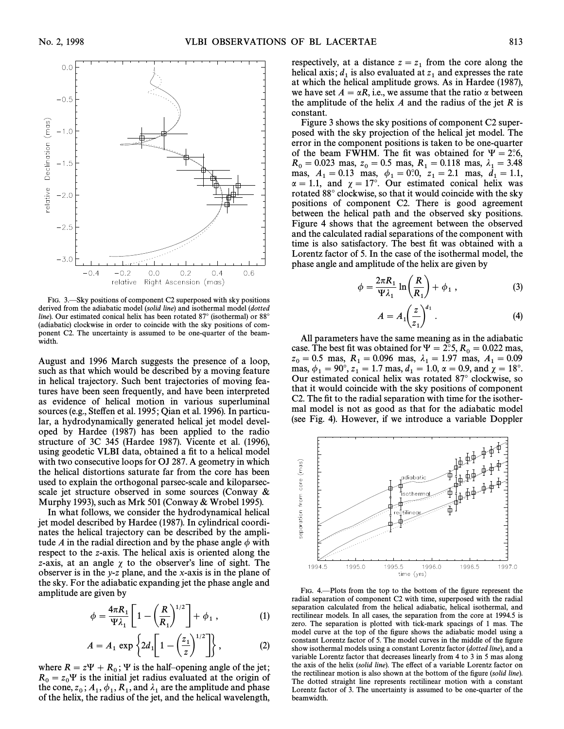FIG. 3.—Sky positions of component C2 superposed with sky positions derived from the adiabatic model (*solid line*) and isothermal model (*dotted line*). Our estimated conical helix has been rotated 87° (isothermal) or 88° (adiabatic) clockwise in order to coincide with the sky positions of component C2. The uncertainty is assumed to be one-quarter of the beamwidth.

August and 1996 March suggests the presence of a loop, such as that which would be described by a moving feature in helical trajectory. Such bent trajectories of moving features have been seen frequently, and have been interpreted as evidence of helical motion in various superluminal sources (e.g., Steffen et al. 1995; Qian et al. 1996). In particular, a hydrodynamically generated helical jet model developed by Hardee (1987) has been applied to the radio structure of 3C 345 (Hardee 1987). Vicente et al. (1996), using geodetic VLBI data, obtained a fit to a helical model with two consecutive loops for OJ 287. A geometry in which the helical distortions saturate far from the core has been used to explain the orthogonal parsec-scale and kiloparsec-scale jet structure observed in some sources (Conway & Murphy 1993), such as Mrk 501 (Conway & Wrobel 1995).

In what follows, we consider the hydrodynamical helical jet model described by Hardee (1987). In cylindrical coordinates the helical trajectory can be described by the amplitude $A$ in the radial direction and by the phase angle $\phi$ with respect to the $z$-axis. The helical axis is oriented along the $z$-axis, at an angle $\chi$ to the observer's line of sight. The observer is in the $y$-$z$ plane, and the $x$-axis is in the plane of the sky. For the adiabatic expanding jet the phase angle and amplitude are given by

$$\phi = \frac{4\pi R_1}{\Psi \lambda_1}\left[1 - \left(\frac{R}{R_1}\right)^{1/2}\right] + \phi_1 , \quad (1)$$

$$A = A_1 \exp\left\{2d_1\left[1 - \left(\frac{z_1}{z}\right)^{1/2}\right]\right\} , \quad (2)$$

where $R = z\Psi + R_0$; $\Psi$ is the half–opening angle of the jet; $R_0 = z_0 \Psi$ is the initial jet radius evaluated at the origin of the cone, $z_0$; $A_1$, $\phi_1$, $R_1$, and $\lambda_1$ are the amplitude and phase of the helix, the radius of the jet, and the helical wavelength, respectively, at a distance $z = z_1$ from the core along the helical axis; $d_1$ is also evaluated at $z_1$ and expresses the rate at which the helical amplitude grows. As in Hardee (1987), we have set $A = \alpha R$, i.e., we assume that the ratio $\alpha$ between the amplitude of the helix $A$ and the radius of the jet $R$ is constant.

Figure 3 shows the sky positions of component C2 superposed with the sky projection of the helical jet model. The error in the component positions is taken to be one-quarter of the beam FWHM. The fit was obtained for $\Psi = 2.6°$, $R_0 = 0.023$ mas, $z_0 = 0.5$ mas, $R_1 = 0.118$ mas, $\lambda_1 = 3.48$ mas, $A_1 = 0.13$ mas, $\phi_1 = 0.0°$, $z_1 = 2.1$ mas, $d_1 = 1.1$, $\alpha = 1.1$, and $\chi = 17°$. Our estimated conical helix was rotated 88° clockwise, so that it would coincide with the sky positions of component C2. There is good agreement between the helical path and the observed sky positions. Figure 4 shows that the agreement between the observed and the calculated radial separations of the component with time is also satisfactory. The best fit was obtained with a Lorentz factor of 5. In the case of the isothermal model, the phase angle and amplitude of the helix are given by

$$\phi = \frac{2\pi R_1}{\Psi \lambda_1} \ln\left(\frac{R}{R_1}\right) + \phi_1 , \quad (3)$$

$$A = A_1\left(\frac{z}{z_1}\right)^{d_1} . \quad (4)$$

All parameters have the same meaning as in the adiabatic case. The best fit was obtained for $\Psi = 2.5°$, $R_0 = 0.022$ mas, $z_0 = 0.5$ mas, $R_1 = 0.096$ mas, $\lambda_1 = 1.97$ mas, $A_1 = 0.09$ mas, $\phi_1 = 90°$, $z_1 = 1.7$ mas, $d_1 = 1.0$, $\alpha = 0.9$, and $\chi = 18°$. Our estimated conical helix was rotated 87° clockwise, so that it would coincide with the sky positions of component C2. The fit to the radial separation with time for the isothermal model is not as good as that for the adiabatic model (see Fig. 4). However, if we introduce a variable Doppler

FIG. 4.—Plots from the top to the bottom of the figure represent the radial separation of component C2 with time, superposed with the radial separation calculated from the helical adiabatic, helical isothermal, and rectilinear models. In all cases, the separation from the core at 1994.5 is zero. The separation is plotted with tick-mark spacings of 1 mas. The model curve at the top of the figure shows the adiabatic model using a constant Lorentz factor of 5. The model curves in the middle of the figure show isothermal models using a constant Lorentz factor (*dotted line*), and a variable Lorentz factor that decreases linearly from 4 to 3 in 5 mas along the axis of the helix (*solid line*). The effect of a variable Lorentz factor on the rectilinear motion is also shown at the bottom of the figure (*solid line*). The dotted straight line represents rectilinear motion with a constant Lorentz factor of 3. The uncertainty is assumed to be one-quarter of the beamwidth.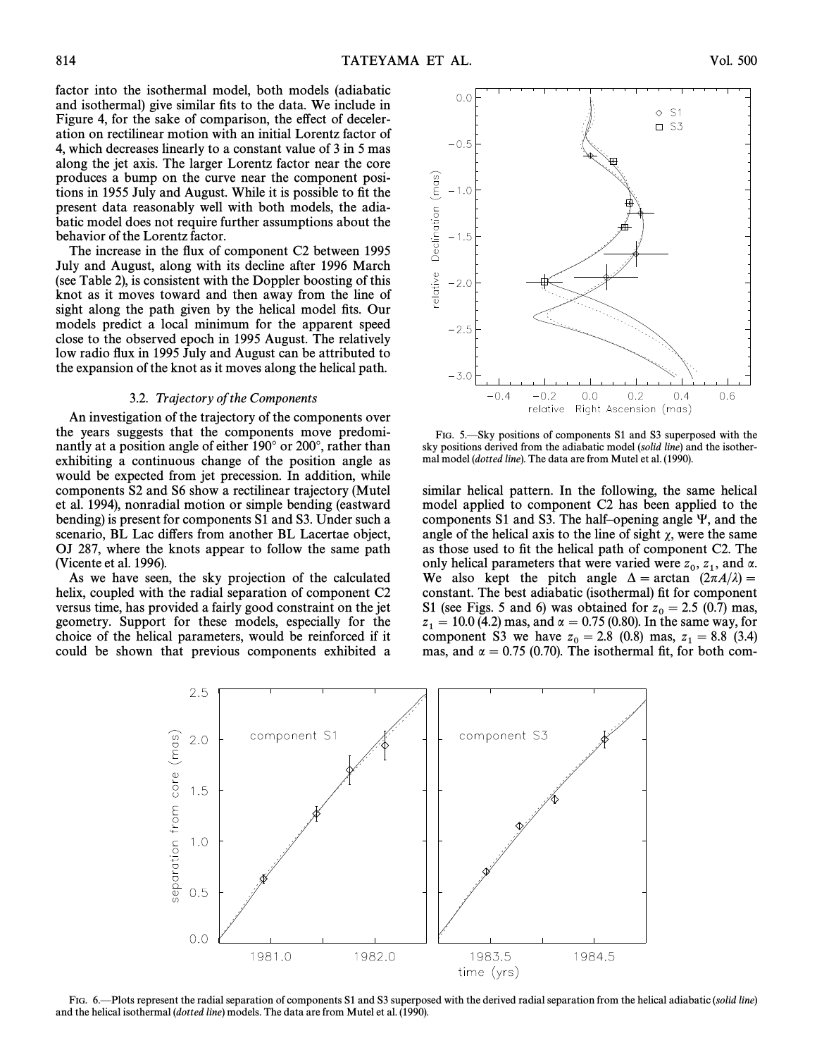factor into the isothermal model, both models (adiabatic and isothermal) give similar fits to the data. We include in Figure 4, for the sake of comparison, the effect of deceleration on rectilinear motion with an initial Lorentz factor of 4, which decreases linearly to a constant value of 3 in 5 mas along the jet axis. The larger Lorentz factor near the core produces a bump on the curve near the component positions in 1955 July and August. While it is possible to fit the present data reasonably well with both models, the adiabatic model does not require further assumptions about the behavior of the Lorentz factor.

The increase in the flux of component C2 between 1995 July and August, along with its decline after 1996 March (see Table 2), is consistent with the Doppler boosting of this knot as it moves toward and then away from the line of sight along the path given by the helical model fits. Our models predict a local minimum for the apparent speed close to the observed epoch in 1995 August. The relatively low radio flux in 1995 July and August can be attributed to the expansion of the knot as it moves along the helical path.

### 3.2. *Trajectory of the Components*

An investigation of the trajectory of the components over the years suggests that the components move predominantly at a position angle of either 190° or 200°, rather than exhibiting a continuous change of the position angle as would be expected from jet precession. In addition, while components S2 and S6 show a rectilinear trajectory (Mutel et al. 1994), nonradial motion or simple bending (eastward bending) is present for components S1 and S3. Under such a scenario, BL Lac differs from another BL Lacertae object, OJ 287, where the knots appear to follow the same path (Vicente et al. 1996).

As we have seen, the sky projection of the calculated helix, coupled with the radial separation of component C2 versus time, has provided a fairly good constraint on the jet geometry. Support for these models, especially for the choice of the helical parameters, would be reinforced if it could be shown that previous components exhibited a similar helical pattern. In the following, the same helical model applied to component C2 has been applied to the components S1 and S3. The half–opening angle $\Psi$, and the angle of the helical axis to the line of sight $\chi$, were the same as those used to fit the helical path of component C2. The only helical parameters that were varied were $z_0$, $z_1$, and $\alpha$. We also kept the pitch angle $\Delta = \arctan(2\pi A/\lambda) =$ constant. The best adiabatic (isothermal) fit for component S1 (see Figs. 5 and 6) was obtained for $z_0 = 2.5$ (0.7) mas, $z_1 = 10.0$ (4.2) mas, and $\alpha = 0.75$ (0.80). In the same way, for component S3 we have $z_0 = 2.8$ (0.8) mas, $z_1 = 8.8$ (3.4) mas, and $\alpha = 0.75$ (0.70). The isothermal fit, for both com-

FIG. 5.—Sky positions of components S1 and S3 superposed with the sky positions derived from the adiabatic model (*solid line*) and the isothermal model (*dotted line*). The data are from Mutel et al. (1990).

FIG. 6.—Plots represent the radial separation of components S1 and S3 superposed with the derived radial separation from the helical adiabatic (*solid line*) and the helical isothermal (*dotted line*) models. The data are from Mutel et al. (1990).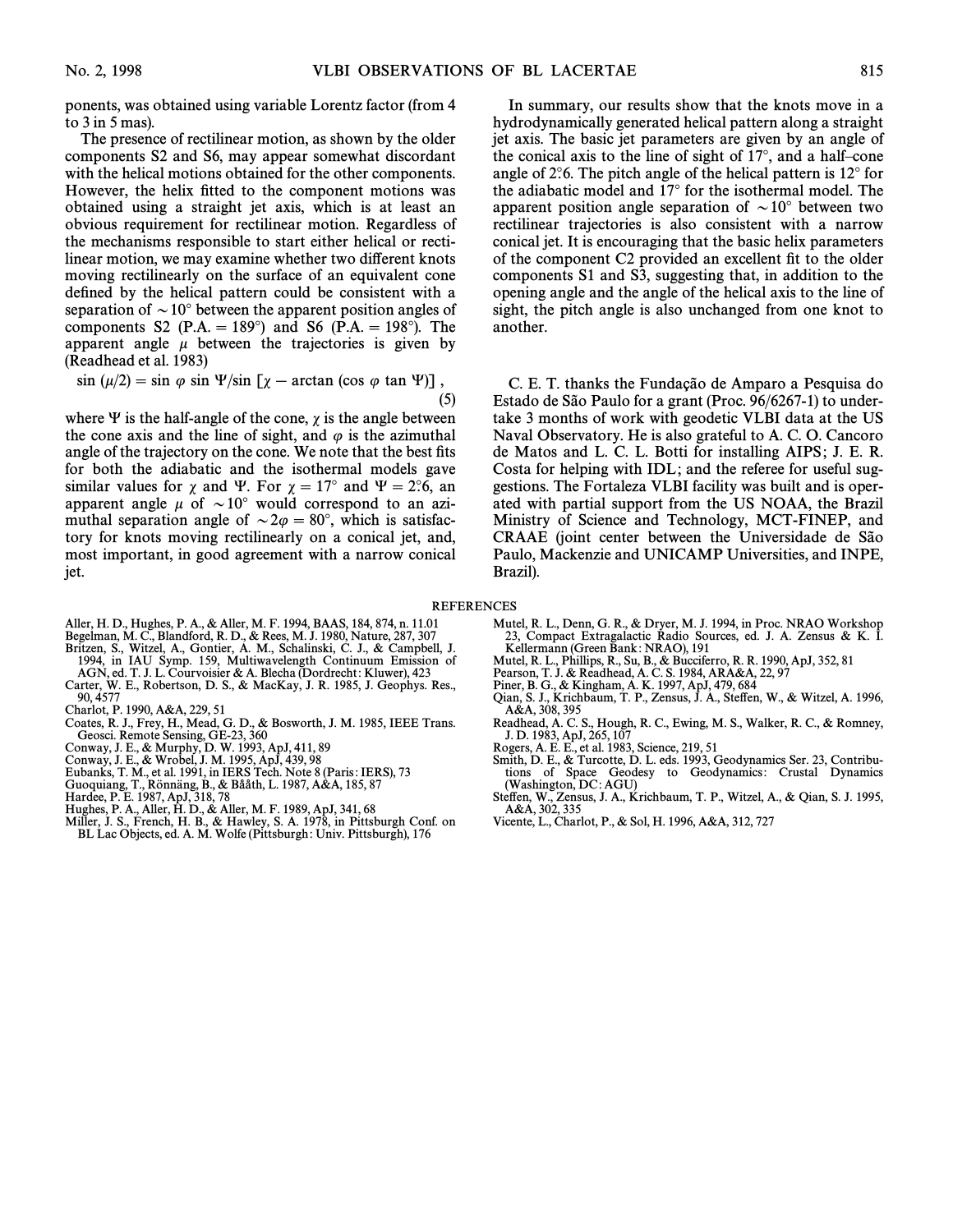ponents, was obtained using variable Lorentz factor (from 4 to 3 in 5 mas).

The presence of rectilinear motion, as shown by the older components S2 and S6, may appear somewhat discordant with the helical motions obtained for the other components. However, the helix fitted to the component motions was obtained using a straight jet axis, which is at least an obvious requirement for rectilinear motion. Regardless of the mechanisms responsible to start either helical or rectilinear motion, we may examine whether two different knots moving rectilinearly on the surface of an equivalent cone defined by the helical pattern could be consistent with a separation of $\sim 10°$ between the apparent position angles of components S2 (P.A. = 189°) and S6 (P.A. = 198°). The apparent angle $\mu$ between the trajectories is given by (Readhead et al. 1983)

$$\sin(\mu/2) = \sin\varphi \sin\Psi / \sin[\chi - \arctan(\cos\varphi \tan\Psi)], \tag{5}$$

where $\Psi$ is the half-angle of the cone, $\chi$ is the angle between the cone axis and the line of sight, and $\varphi$ is the azimuthal angle of the trajectory on the cone. We note that the best fits for both the adiabatic and the isothermal models gave similar values for $\chi$ and $\Psi$. For $\chi = 17°$ and $\Psi = 2.6°$, an apparent angle $\mu$ of $\sim 10°$ would correspond to an azimuthal separation angle of $\sim 2\varphi = 80°$, which is satisfactory for knots moving rectilinearly on a conical jet, and, most important, in good agreement with a narrow conical jet.

In summary, our results show that the knots move in a hydrodynamically generated helical pattern along a straight jet axis. The basic jet parameters are given by an angle of the conical axis to the line of sight of 17°, and a half–cone angle of 2.6°. The pitch angle of the helical pattern is 12° for the adiabatic model and 17° for the isothermal model. The apparent position angle separation of $\sim 10°$ between two rectilinear trajectories is also consistent with a narrow conical jet. It is encouraging that the basic helix parameters of the component C2 provided an excellent fit to the older components S1 and S3, suggesting that, in addition to the opening angle and the angle of the helical axis to the line of sight, the pitch angle is also unchanged from one knot to another.

C. E. T. thanks the Fundação de Amparo a Pesquisa do Estado de São Paulo for a grant (Proc. 96/6267-1) to undertake 3 months of work with geodetic VLBI data at the US Naval Observatory. He is also grateful to A. C. O. Cancoro de Matos and L. C. L. Botti for installing AIPS; J. E. R. Costa for helping with IDL; and the referee for useful suggestions. The Fortaleza VLBI facility was built and is operated with partial support from the US NOAA, the Brazil Ministry of Science and Technology, MCT-FINEP, and CRAAE (joint center between the Universidade de São Paulo, Mackenzie and UNICAMP Universities, and INPE, Brazil).

## REFERENCES

Aller, H. D., Hughes, P. A., & Aller, M. F. 1994, BAAS, 184, 874, n. 11.01
Begelman, M. C., Blandford, R. D., & Rees, M. J. 1980, Nature, 287, 307
Britzen, S., Witzel, A., Gontier, A. M., Schalinski, C. J., & Campbell, J. 1994, in IAU Symp. 159, Multiwavelength Continuum Emission of AGN, ed. T. J. L. Courvoisier & A. Blecha (Dordrecht: Kluwer), 423
Carter, W. E., Robertson, D. S., & MacKay, J. R. 1985, J. Geophys. Res., 90, 4577
Charlot, P. 1990, A&A, 229, 51
Coates, R. J., Frey, H., Mead, G. D., & Bosworth, J. M. 1985, IEEE Trans. Geosci. Remote Sensing, GE-23, 360
Conway, J. E., & Murphy, D. W. 1993, ApJ, 411, 89
Conway, J. E., & Wrobel, J. M. 1995, ApJ, 439, 98
Eubanks, T. M., et al. 1991, in IERS Tech. Note 8 (Paris: IERS), 73
Guoquiang, T., Rönnäng, B., & Bååth, L. 1987, A&A, 185, 87
Hardee, P. E. 1987, ApJ, 318, 78
Hughes, P. A., Aller, H. D., & Aller, M. F. 1989, ApJ, 341, 68
Miller, J. S., French, H. B., & Hawley, S. A. 1978, in Pittsburgh Conf. on BL Lac Objects, ed. A. M. Wolfe (Pittsburgh: Univ. Pittsburgh), 176
Mutel, R. L., Denn, G. R., & Dryer, M. J. 1994, in Proc. NRAO Workshop 23, Compact Extragalactic Radio Sources, ed. J. A. Zensus & K. I. Kellermann (Green Bank: NRAO), 191
Mutel, R. L., Phillips, R., Su, B., & Bucciferro, R. R. 1990, ApJ, 352, 81
Pearson, T. J. & Readhead, A. C. S. 1984, ARA&A, 22, 97
Piner, B. G., & Kingham, A. K. 1997, ApJ, 479, 684
Qian, S. J., Krichbaum, T. P., Zensus, J. A., Steffen, W., & Witzel, A. 1996, A&A, 308, 395
Readhead, A. C. S., Hough, R. C., Ewing, M. S., Walker, R. C., & Romney, J. D. 1983, ApJ, 265, 107
Rogers, A. E. E., et al. 1983, Science, 219, 51
Smith, D. E., & Turcotte, D. L. eds. 1993, Geodynamics Ser. 23, Contributions of Space Geodesy to Geodynamics: Crustal Dynamics (Washington, DC: AGU)
Steffen, W., Zensus, J. A., Krichbaum, T. P., Witzel, A., & Qian, S. J. 1995, A&A, 302, 335
Vicente, L., Charlot, P., & Sol, H. 1996, A&A, 312, 727